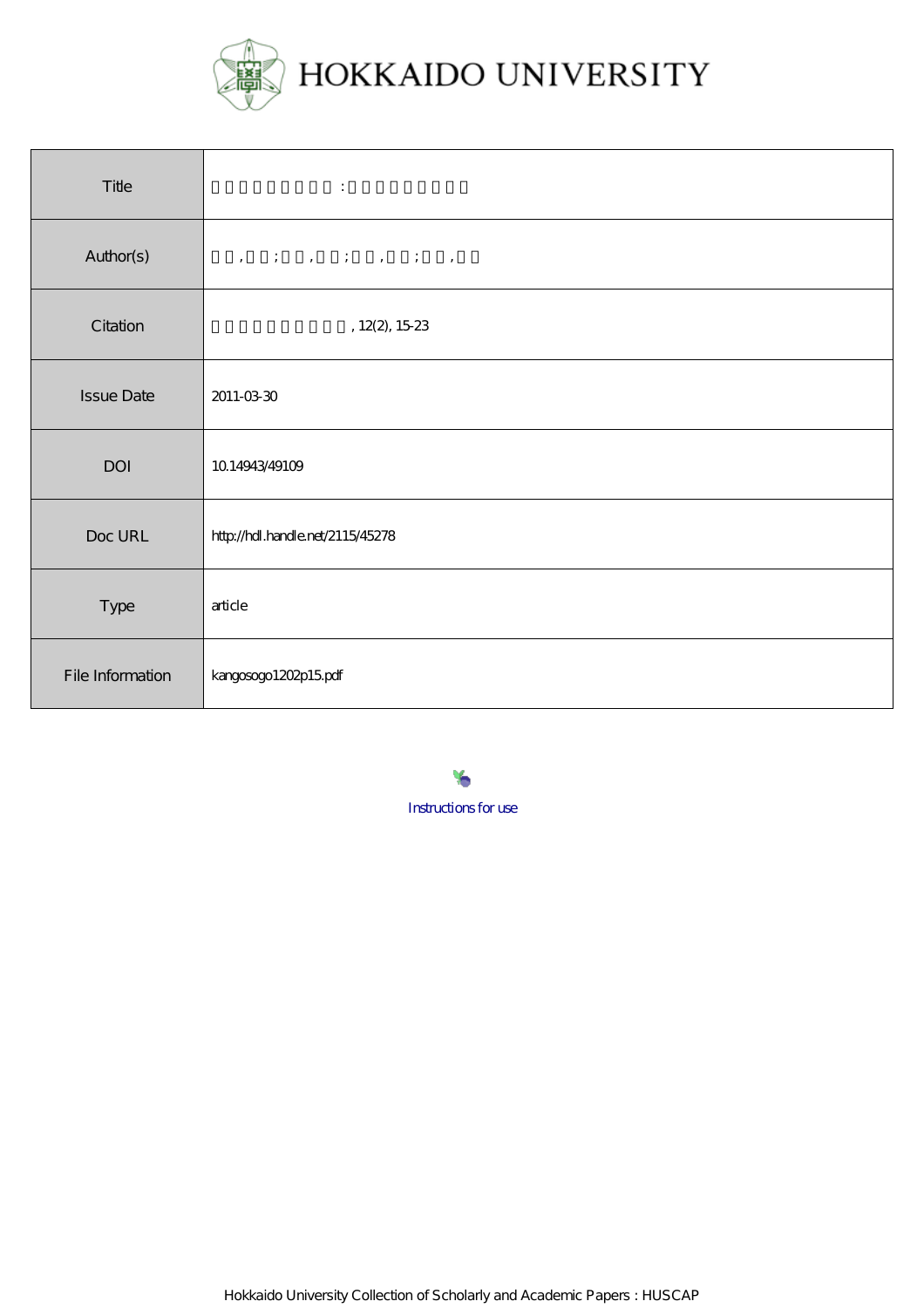HOKKAIDO UNIVERSITY

| Title | ＿＿＿＿＿＿＿＿＿ : ＿＿＿＿＿＿＿＿＿ |
| --- | --- |
| Author(s) | ＿＿,＿＿;＿＿,＿＿;＿＿,＿＿;＿＿,＿＿ |
| Citation | ＿＿＿＿＿＿＿＿＿＿, 12(2), 15-23 |
| Issue Date | 2011-03-30 |
| DOI | 10.14943/49109 |
| Doc URL | http://hdl.handle.net/2115/45278 |
| Type | article |
| File Information | kangosogo1202p15.pdf |

Instructions for use

Hokkaido University Collection of Scholarly and Academic Papers : HUSCAP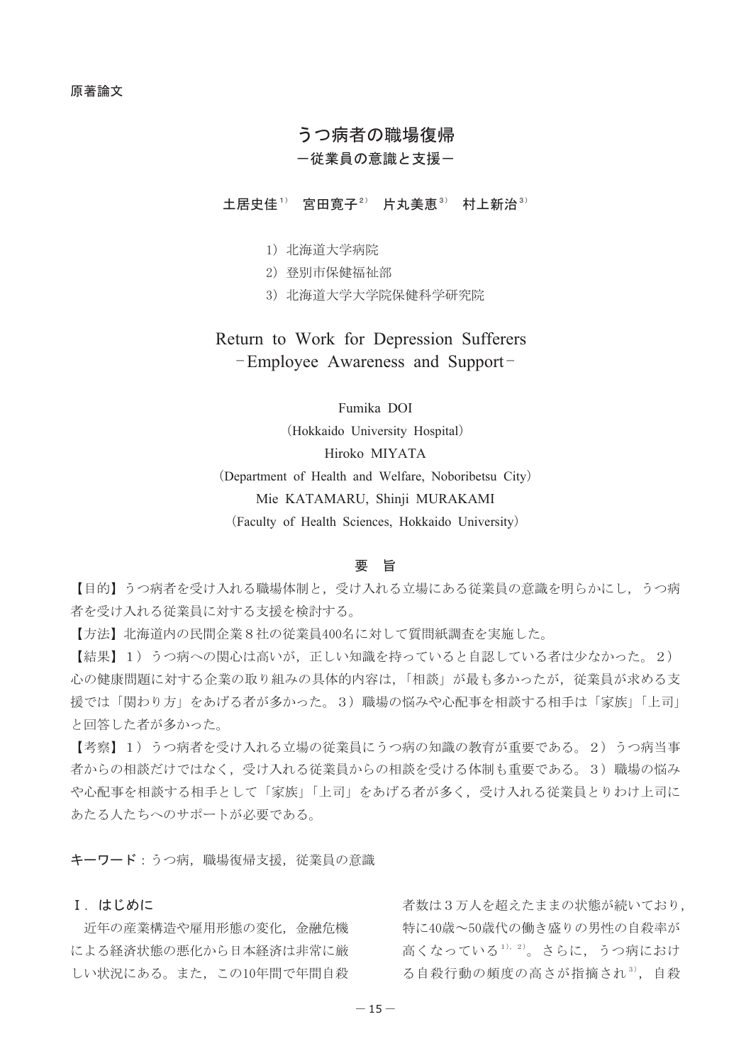原著論文

# うつ病者の職場復帰
## －従業員の意識と支援－

**土居史佳[1]　宮田寛子[2]　片丸美恵[3]　村上新治[3]**

1）北海道大学病院
2）登別市保健福祉部
3）北海道大学大学院保健科学研究院

# Return to Work for Depression Sufferers
## －Employee Awareness and Support－

Fumika DOI
(Hokkaido University Hospital)
Hiroko MIYATA
(Department of Health and Welfare, Noboribetsu City)
Mie KATAMARU, Shinji MURAKAMI
(Faculty of Health Sciences, Hokkaido University)

### 要　旨

【目的】うつ病者を受け入れる職場体制と，受け入れる立場にある従業員の意識を明らかにし，うつ病者を受け入れる従業員に対する支援を検討する。

【方法】北海道内の民間企業８社の従業員400名に対して質問紙調査を実施した。

【結果】１）うつ病への関心は高いが，正しい知識を持っていると自認している者は少なかった。２）心の健康問題に対する企業の取り組みの具体的内容は，「相談」が最も多かったが，従業員が求める支援では「関わり方」をあげる者が多かった。３）職場の悩みや心配事を相談する相手は「家族」「上司」と回答した者が多かった。

【考察】１）うつ病者を受け入れる立場の従業員にうつ病の知識の教育が重要である。２）うつ病当事者からの相談だけではなく，受け入れる従業員からの相談を受ける体制も重要である。３）職場の悩みや心配事を相談する相手として「家族」「上司」をあげる者が多く，受け入れる従業員とりわけ上司にあたる人たちへのサポートが必要である。

**キーワード**：うつ病，職場復帰支援，従業員の意識

## Ⅰ．はじめに

近年の産業構造や雇用形態の変化，金融危機による経済状態の悪化から日本経済は非常に厳しい状況にある。また，この10年間で年間自殺者数は３万人を超えたままの状態が続いており，特に40歳～50歳代の働き盛りの男性の自殺率が高くなっている[1),2)]。さらに，うつ病における自殺行動の頻度の高さが指摘され[3)]，自殺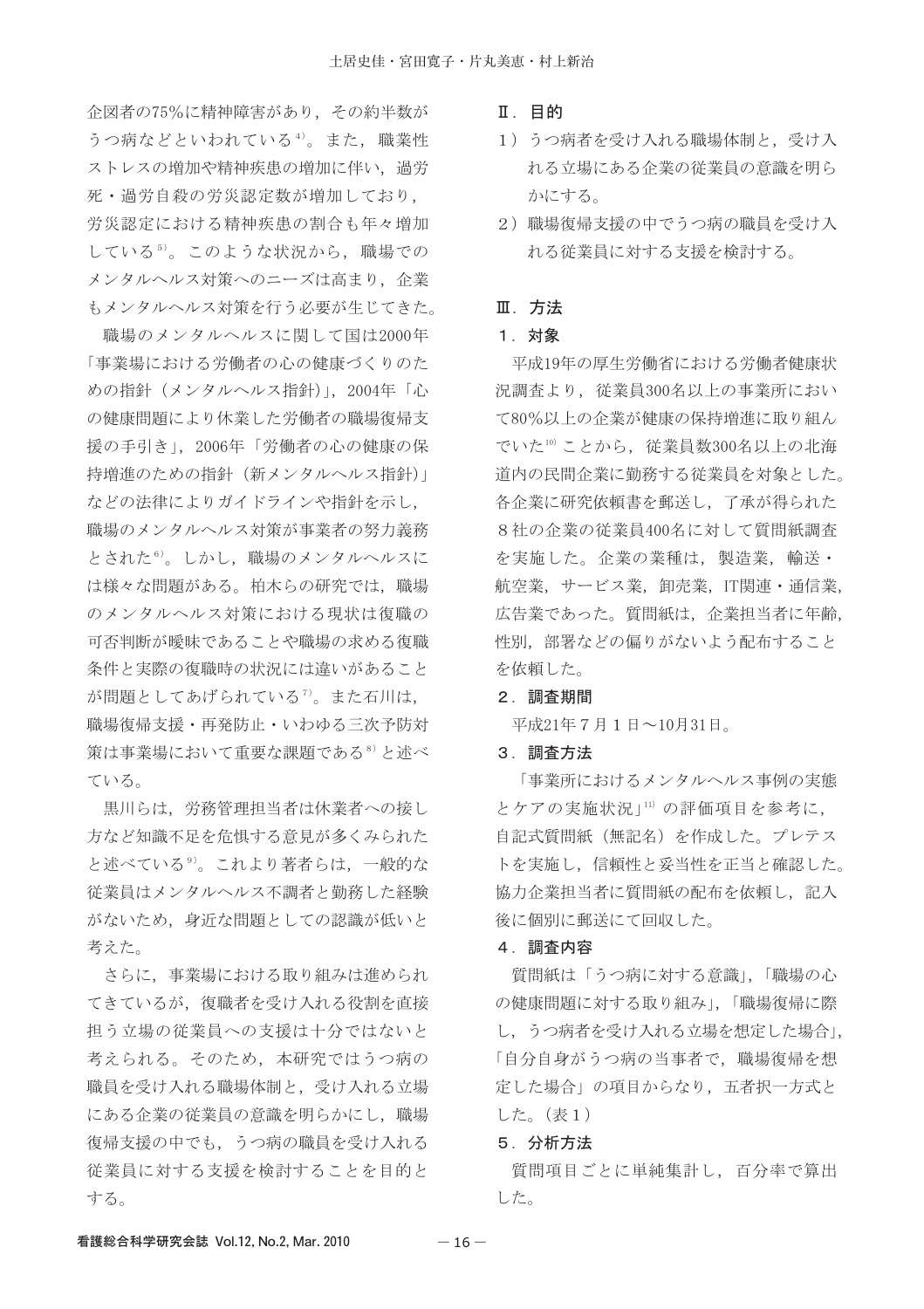企図者の75%に精神障害があり，その約半数がうつ病などといわれている[4]。また，職業性ストレスの増加や精神疾患の増加に伴い，過労死・過労自殺の労災認定数が増加しており，労災認定における精神疾患の割合も年々増加している[5]。このような状況から，職場でのメンタルヘルス対策へのニーズは高まり，企業もメンタルヘルス対策を行う必要が生じてきた。

職場のメンタルヘルスに関して国は2000年「事業場における労働者の心の健康づくりのための指針（メンタルヘルス指針）」，2004年「心の健康問題により休業した労働者の職場復帰支援の手引き」，2006年「労働者の心の健康の保持増進のための指針（新メンタルヘルス指針）」などの法律によりガイドラインや指針を示し，職場のメンタルヘルス対策が事業者の努力義務とされた[6]。しかし，職場のメンタルヘルスには様々な問題がある。柏木らの研究では，職場のメンタルヘルス対策における現状は復職の可否判断が曖昧であることや職場の求める復職条件と実際の復職時の状況には違いがあることが問題としてあげられている[7]。また石川は，職場復帰支援・再発防止・いわゆる三次予防対策は事業場において重要な課題である[8]と述べている。

黒川らは，労務管理担当者は休業者への接し方など知識不足を危惧する意見が多くみられたと述べている[9]。これより著者らは，一般的な従業員はメンタルヘルス不調者と勤務した経験がないため，身近な問題としての認識が低いと考えた。

さらに，事業場における取り組みは進められてきているが，復職者を受け入れる役割を直接担う立場の従業員への支援は十分ではないと考えられる。そのため，本研究ではうつ病の職員を受け入れる職場体制と，受け入れる立場にある企業の従業員の意識を明らかにし，職場復帰支援の中でも，うつ病の職員を受け入れる従業員に対する支援を検討することを目的とする。

## Ⅱ．目的

1）うつ病者を受け入れる職場体制と，受け入れる立場にある企業の従業員の意識を明らかにする。

2）職場復帰支援の中でうつ病の職員を受け入れる従業員に対する支援を検討する。

## Ⅲ．方法

### 1．対象

平成19年の厚生労働省における労働者健康状況調査より，従業員300名以上の事業所において80%以上の企業が健康の保持増進に取り組んでいた[10]ことから，従業員数300名以上の北海道内の民間企業に勤務する従業員を対象とした。各企業に研究依頼書を郵送し，了承が得られた8社の企業の従業員400名に対して質問紙調査を実施した。企業の業種は，製造業，輸送・航空業，サービス業，卸売業，IT関連・通信業，広告業であった。質問紙は，企業担当者に年齢，性別，部署などの偏りがないよう配布することを依頼した。

### 2．調査期間

平成21年7月1日〜10月31日。

### 3．調査方法

「事業所におけるメンタルヘルス事例の実態とケアの実施状況」[11]の評価項目を参考に，自記式質問紙（無記名）を作成した。プレテストを実施し，信頼性と妥当性を正当と確認した。協力企業担当者に質問紙の配布を依頼し，記入後に個別に郵送にて回収した。

### 4．調査内容

質問紙は「うつ病に対する意識」，「職場の心の健康問題に対する取り組み」，「職場復帰に際し，うつ病者を受け入れる立場を想定した場合」，「自分自身がうつ病の当事者で，職場復帰を想定した場合」の項目からなり，五者択一方式とした。（表1）

### 5．分析方法

質問項目ごとに単純集計し，百分率で算出した。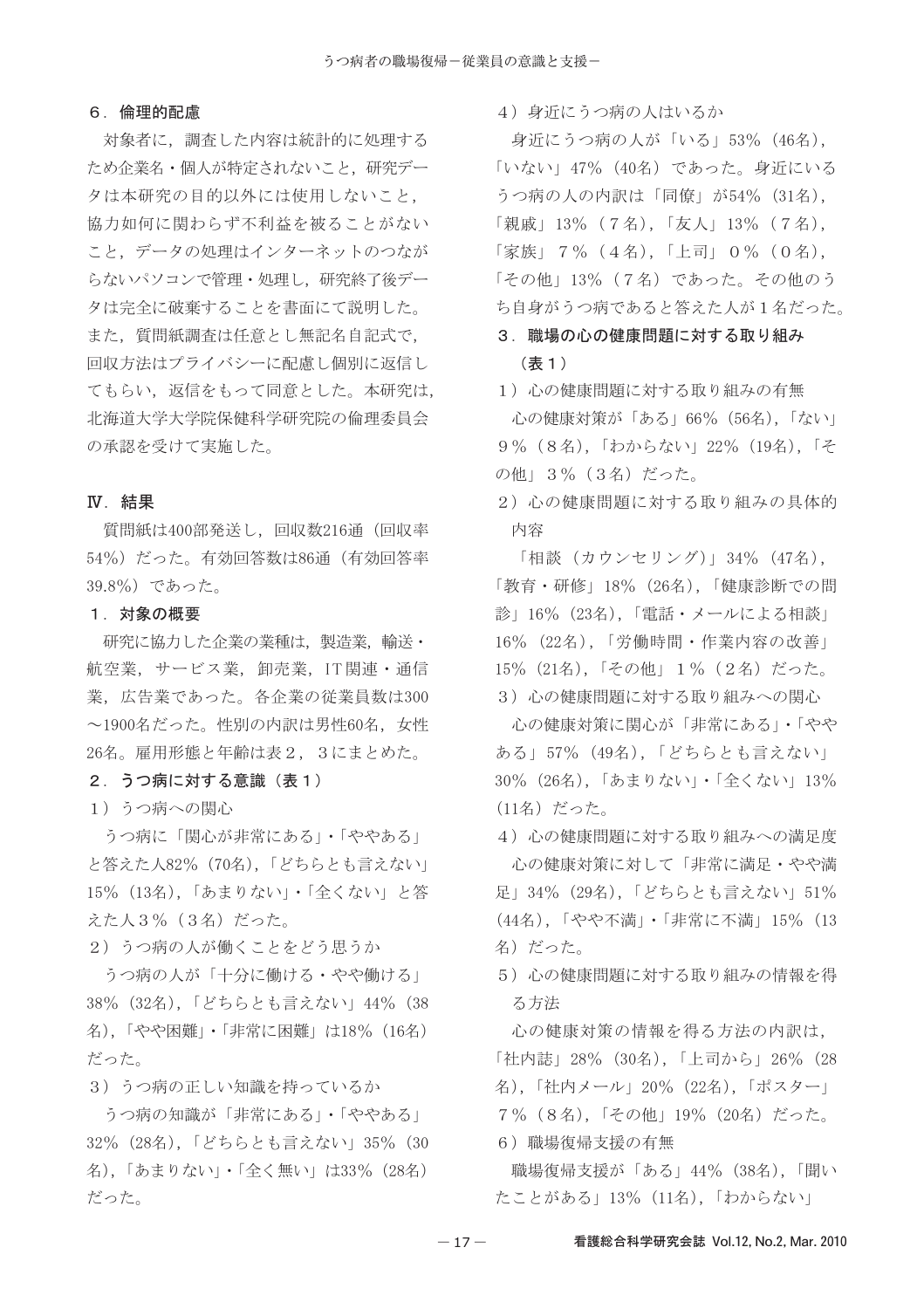### ６．倫理的配慮

対象者に，調査した内容は統計的に処理するため企業名・個人が特定されないこと，研究データは本研究の目的以外には使用しないこと，協力如何に関わらず不利益を被ることがないこと，データの処理はインターネットのつながらないパソコンで管理・処理し，研究終了後データは完全に破棄することを書面にて説明した。また，質問紙調査は任意とし無記名自記式で，回収方法はプライバシーに配慮し個別に返信してもらい，返信をもって同意とした。本研究は，北海道大学大学院保健科学研究院の倫理委員会の承認を受けて実施した。

## Ⅳ．結果

質問紙は400部発送し，回収数216通（回収率54%）だった。有効回答数は86通（有効回答率39.8%）であった。

### １．対象の概要

研究に協力した企業の業種は，製造業，輸送・航空業，サービス業，卸売業，IT関連・通信業，広告業であった。各企業の従業員数は300～1900名だった。性別の内訳は男性60名，女性26名。雇用形態と年齢は表２，３にまとめた。

### ２．うつ病に対する意識（表１）

１）うつ病への関心

うつ病に「関心が非常にある」・「ややある」と答えた人82%（70名），「どちらとも言えない」15%（13名），「あまりない」・「全くない」と答えた人３%（３名）だった。

２）うつ病の人が働くことをどう思うか

うつ病の人が「十分に働ける・やや働ける」38%（32名），「どちらとも言えない」44%（38名），「やや困難」・「非常に困難」は18%（16名）だった。

３）うつ病の正しい知識を持っているか

うつ病の知識が「非常にある」・「ややある」32%（28名），「どちらとも言えない」35%（30名），「あまりない」・「全く無い」は33%（28名）だった。

４）身近にうつ病の人はいるか

身近にうつ病の人が「いる」53%（46名），「いない」47%（40名）であった。身近にいるうつ病の人の内訳は「同僚」が54%（31名），「親戚」13%（７名），「友人」13%（７名），「家族」７%（４名），「上司」０%（０名），「その他」13%（７名）であった。その他のうち自身がうつ病であると答えた人が１名だった。

### ３．職場の心の健康問題に対する取り組み（表１）

１）心の健康問題に対する取り組みの有無

心の健康対策が「ある」66%（56名），「ない」９%（８名），「わからない」22%（19名），「その他」３%（３名）だった。

２）心の健康問題に対する取り組みの具体的内容

「相談（カウンセリング）」34%（47名），「教育・研修」18%（26名），「健康診断での問診」16%（23名），「電話・メールによる相談」16%（22名），「労働時間・作業内容の改善」15%（21名），「その他」１%（２名）だった。

３）心の健康問題に対する取り組みへの関心

心の健康対策に関心が「非常にある」・「ややある」57%（49名），「どちらとも言えない」30%（26名），「あまりない」・「全くない」13%（11名）だった。

４）心の健康問題に対する取り組みへの満足度

心の健康対策に対して「非常に満足・やや満足」34%（29名），「どちらとも言えない」51%（44名），「やや不満」・「非常に不満」15%（13名）だった。

５）心の健康問題に対する取り組みの情報を得る方法

心の健康対策の情報を得る方法の内訳は，「社内誌」28%（30名），「上司から」26%（28名），「社内メール」20%（22名），「ポスター」７%（８名），「その他」19%（20名）だった。

６）職場復帰支援の有無

職場復帰支援が「ある」44%（38名），「聞いたことがある」13%（11名），「わからない」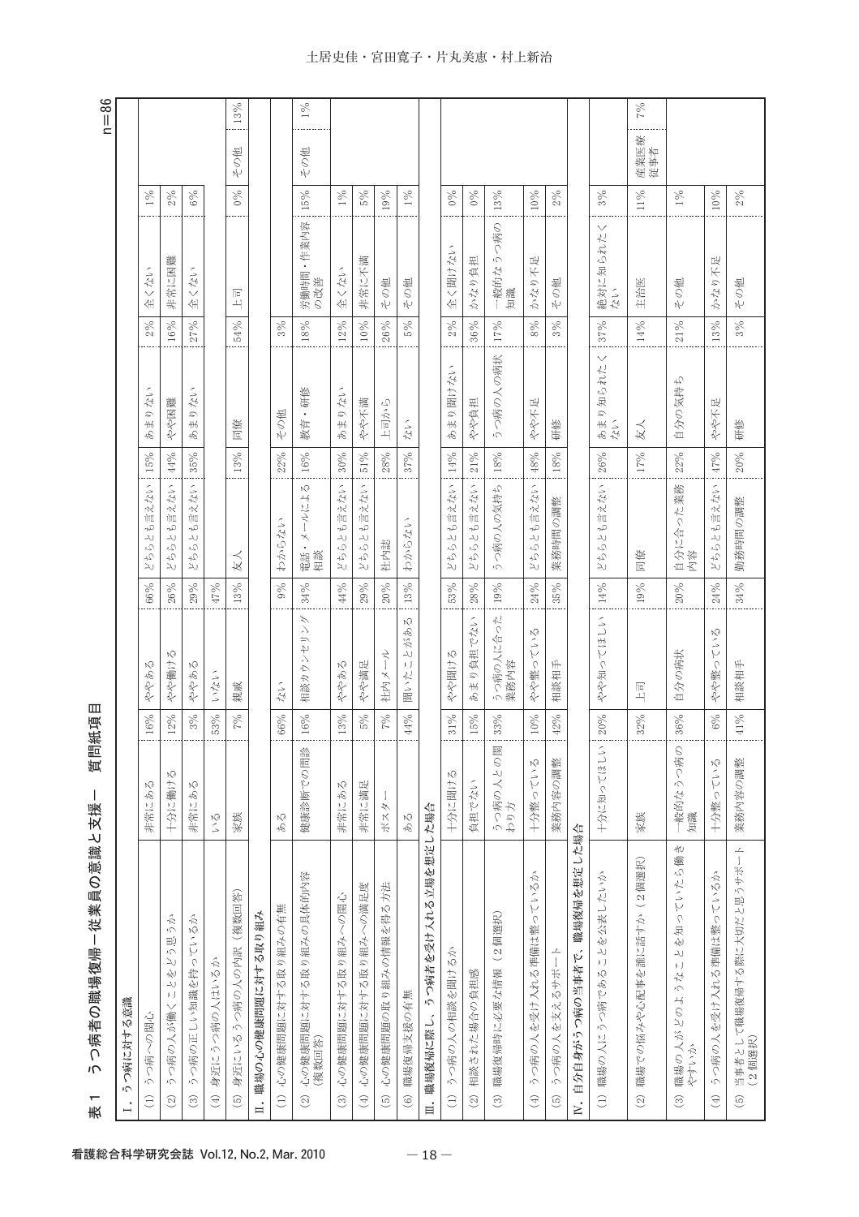表１　うつ病者の職場復帰－従業員の意識と支援－　質問紙項目

n＝86

| 項目 | 選択肢 | % | 選択肢 | % | 選択肢 | % | 選択肢 | % | 選択肢 | % | 選択肢 | % |
|---|---|---|---|---|---|---|---|---|---|---|---|---|
| **Ⅰ．うつ病に対する意識** | | | | | | | | | | | | |
| (1) うつ病への関心 | 非常にある | 16% | ややある | 66% | どちらとも言えない | 15% | あまりない | 2% | 全くない | 1% | | |
| (2) うつ病の人が働くことをどう思うか | 十分に働ける | 12% | やや働ける | 26% | どちらとも言えない | 44% | やや困難 | 16% | 非常に困難 | 2% | | |
| (3) うつ病の正しい知識を持っているか | 非常にある | 3% | ややある | 29% | どちらとも言えない | 35% | あまりない | 27% | 全くない | 6% | | |
| (4) 身近にうつ病の人はいるか | いる | 53% | いない | 47% | | | | | | | | |
| (5) 身近にいるうつ病の人の内訳（複数回答） | 家族 | 7% | 親戚 | 13% | 友人 | 13% | 同僚 | 54% | 上司 | 0% | その他 | 13% |
| **Ⅱ．職場の心の健康問題に対する取り組み** | | | | | | | | | | | | |
| (1) 心の健康問題に対する取り組みの有無 | ある | 66% | ない | 9% | わからない | 22% | その他 | 3% | | | | |
| (2) 心の健康問題に対する取り組みの具体的内容（複数回答） | 健康診断での問診 | 16% | 相談カウンセリング | 34% | 電話・メールによる相談 | 16% | 教育・研修 | 18% | 労働時間・作業内容の改善 | 15% | その他 | 1% |
| (3) 心の健康問題に対する取り組みへの関心 | 非常にある | 13% | ややある | 44% | どちらとも言えない | 30% | あまりない | 12% | 全くない | 1% | | |
| (4) 心の健康問題に対する取り組みへの満足度 | 非常に満足 | 5% | やや満足 | 29% | どちらとも言えない | 51% | やや不満 | 10% | 非常に不満 | 5% | | |
| (5) 心の健康問題の取り組みの情報を得る方法 | ポスター | 7% | 社内メール | 20% | 社内誌 | 28% | 上司から | 26% | その他 | 19% | | |
| (6) 職場復帰支援の有無 | ある | 44% | 聞いたことがある | 13% | わからない | 37% | ない | 5% | その他 | 1% | | |
| **Ⅲ．職場復帰に際し，うつ病者を受け入れる立場を想定した場合** | | | | | | | | | | | | |
| (1) うつ病の人の相談を聞けるか | 十分に聞ける | 31% | やや聞ける | 53% | どちらとも言えない | 14% | あまり聞けない | 2% | 全く聞けない | 0% | | |
| (2) 相談された場合の負担感 | 負担でない | 15% | あまり負担でない | 28% | どちらとも言えない | 21% | やや負担 | 36% | かなり負担 | 0% | | |
| (3) 職場復帰時に必要な情報（2個選択） | うつ病の人との関わり方 | 33% | うつ病の人に合った業務内容 | 19% | うつ病の人の気持ち | 18% | うつ病の人の病状 | 17% | 一般的なうつ病の知識 | 13% | | |
| (4) うつ病の人を受け入れる準備は整っているか | 十分整っている | 10% | やや整っている | 24% | どちらとも言えない | 48% | やや不足 | 8% | かなり不足 | 10% | | |
| (5) うつ病の人を支えるサポート | 業務内容の調整 | 42% | 相談相手 | 35% | 業務時間の調整 | 18% | 研修 | 3% | その他 | 2% | | |
| **Ⅳ．自分自身がうつ病の当事者で，職場復帰を想定した場合** | | | | | | | | | | | | |
| (1) 職場の人にうつ病であることを公表したいか | 十分に知ってほしい | 20% | やや知ってほしい | 14% | どちらとも言えない | 26% | あまり知られたくない | 37% | 絶対に知られたくない | 3% | | |
| (2) 職場での悩みや心配事を誰に話すか（2個選択） | 家族 | 32% | 上司 | 19% | 同僚 | 17% | 友人 | 14% | 主治医 | 11% | 産業医療従事者 | 7% |
| (3) 職場の人がどのようなことを知っていたら働きやすいか | 一般的なうつ病の知識 | 36% | 自分の病状 | 20% | 自分に合った業務内容 | 22% | 自分の気持ち | 21% | その他 | 1% | | |
| (4) うつ病の人を受け入れる準備は整っているか | 十分整っている | 6% | やや整っている | 24% | どちらとも言えない | 47% | やや不足 | 13% | かなり不足 | 10% | | |
| (5) 当事者として職場復帰する際に大切だと思うサポート（2個選択） | 業務内容の調整 | 41% | 相談相手 | 34% | 勤務時間の調整 | 20% | 研修 | 3% | その他 | 2% | | |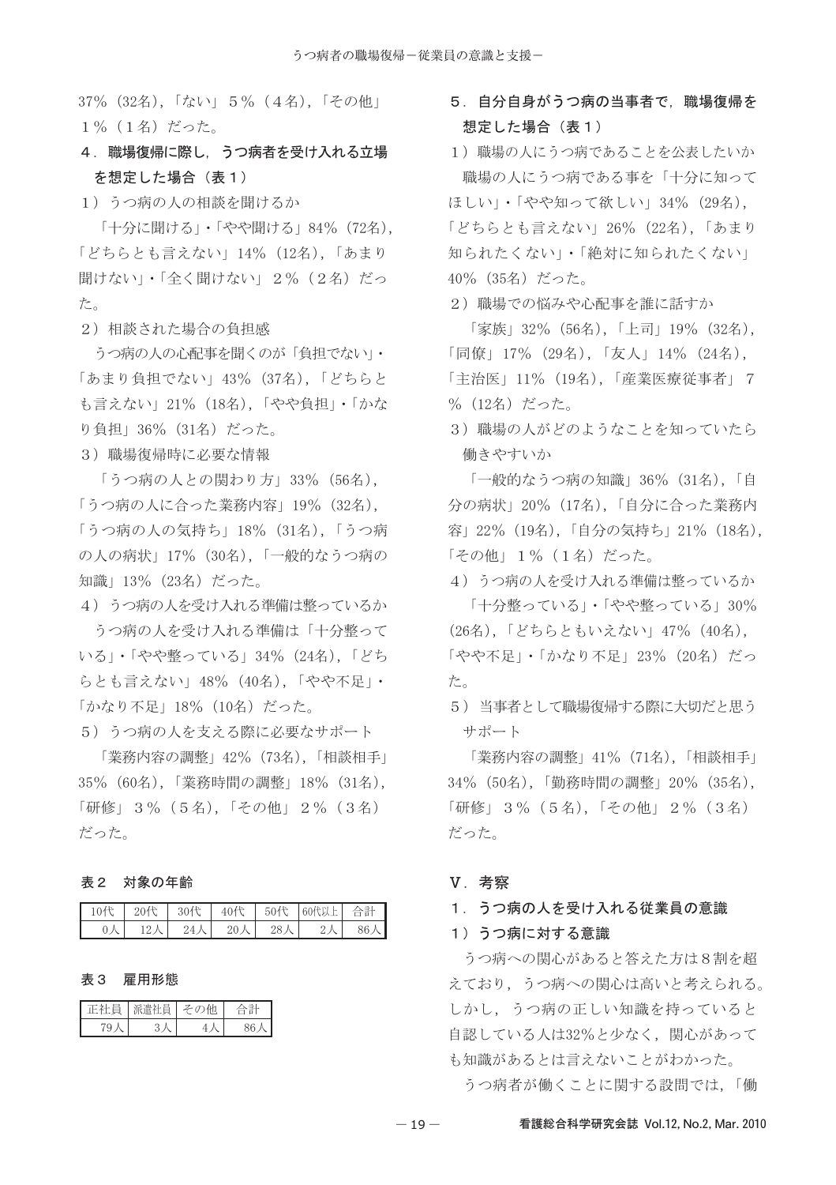37%（32名），「ない」５%（４名），「その他」１%（１名）だった。

### 4．職場復帰に際し，うつ病者を受け入れる立場を想定した場合（表１）

１）うつ病の人の相談を聞けるか

「十分に聞ける」・「やや聞ける」84%（72名），「どちらとも言えない」14%（12名），「あまり聞けない」・「全く聞けない」２%（２名）だった。

２）相談された場合の負担感

うつ病の人の心配事を聞くのが「負担でない」・「あまり負担でない」43%（37名），「どちらとも言えない」21%（18名），「やや負担」・「かなり負担」36%（31名）だった。

３）職場復帰時に必要な情報

「うつ病の人との関わり方」33%（56名），「うつ病の人に合った業務内容」19%（32名），「うつ病の人の気持ち」18%（31名），「うつ病の人の病状」17%（30名），「一般的なうつ病の知識」13%（23名）だった。

４）うつ病の人を受け入れる準備は整っているか

うつ病の人を受け入れる準備は「十分整っている」・「やや整っている」34%（24名），「どちらとも言えない」48%（40名），「やや不足」・「かなり不足」18%（10名）だった。

５）うつ病の人を支える際に必要なサポート

「業務内容の調整」42%（73名），「相談相手」35%（60名），「業務時間の調整」18%（31名），「研修」３%（５名），「その他」２%（３名）だった。

**表２　対象の年齢**

| 10代 | 20代 | 30代 | 40代 | 50代 | 60代以上 | 合計 |
|---|---|---|---|---|---|---|
| 0人 | 12人 | 24人 | 20人 | 28人 | 2人 | 86人 |

**表３　雇用形態**

| 正社員 | 派遣社員 | その他 | 合計 |
|---|---|---|---|
| 79人 | 3人 | 4人 | 86人 |

### 5．自分自身がうつ病の当事者で，職場復帰を想定した場合（表１）

１）職場の人にうつ病であることを公表したいか

職場の人にうつ病である事を「十分に知ってほしい」・「やや知って欲しい」34%（29名），「どちらとも言えない」26%（22名），「あまり知られたくない」・「絶対に知られたくない」40%（35名）だった。

２）職場での悩みや心配事を誰に話すか

「家族」32%（56名），「上司」19%（32名），「同僚」17%（29名），「友人」14%（24名），「主治医」11%（19名），「産業医療従事者」７%（12名）だった。

３）職場の人がどのようなことを知っていたら働きやすいか

「一般的なうつ病の知識」36%（31名），「自分の病状」20%（17名），「自分に合った業務内容」22%（19名），「自分の気持ち」21%（18名），「その他」１%（１名）だった。

４）うつ病の人を受け入れる準備は整っているか

「十分整っている」・「やや整っている」30%（26名），「どちらともいえない」47%（40名），「やや不足」・「かなり不足」23%（20名）だった。

５）当事者として職場復帰する際に大切だと思うサポート

「業務内容の調整」41%（71名），「相談相手」34%（50名），「勤務時間の調整」20%（35名），「研修」３%（５名），「その他」２%（３名）だった。

## Ｖ．考察

### 1．うつ病の人を受け入れる従業員の意識

#### 1）うつ病に対する意識

うつ病への関心があると答えた方は８割を超えており，うつ病への関心は高いと考えられる。しかし，うつ病の正しい知識を持っていると自認している人は32%と少なく，関心があっても知識があるとは言えないことがわかった。

うつ病者が働くことに関する設問では，「働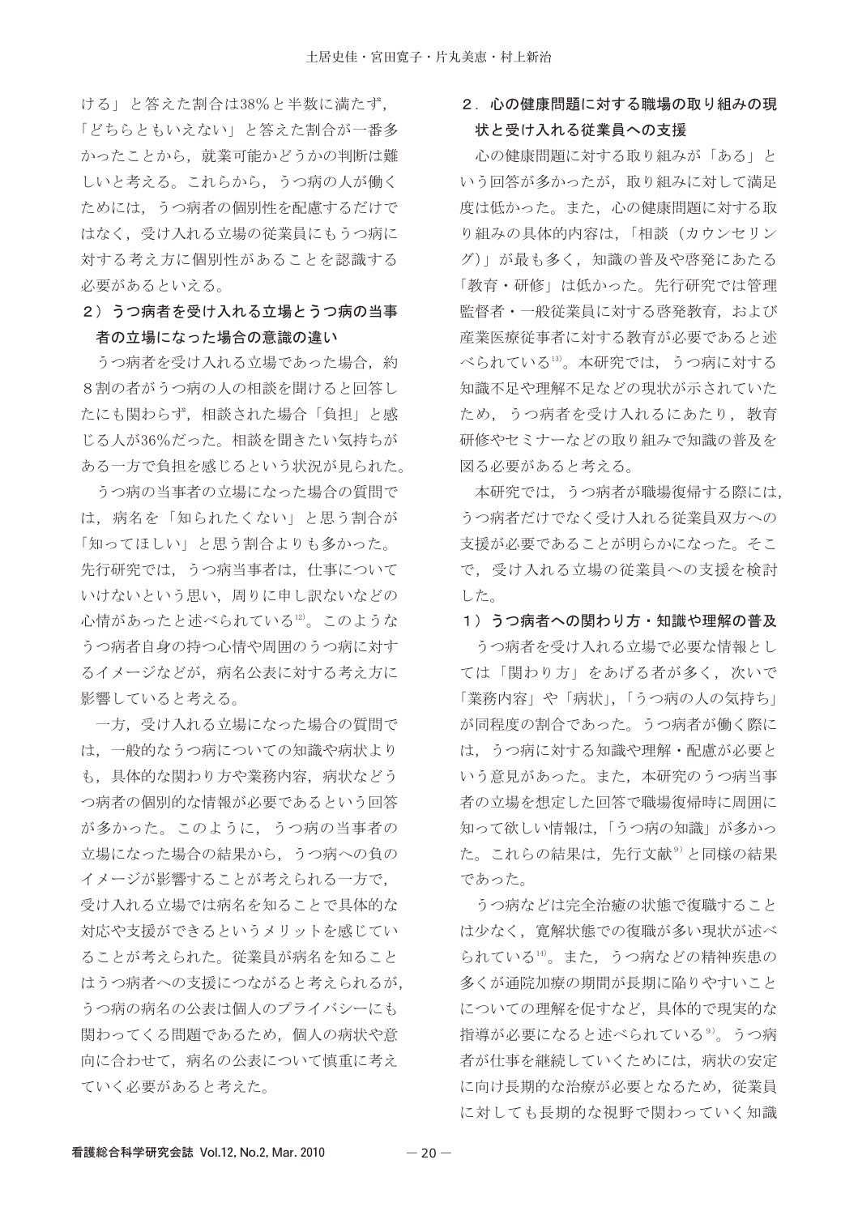ける」と答えた割合は38%と半数に満たず，「どちらともいえない」と答えた割合が一番多かったことから，就業可能かどうかの判断は難しいと考える。これらから，うつ病の人が働くためには，うつ病者の個別性を配慮するだけではなく，受け入れる立場の従業員にもうつ病に対する考え方に個別性があることを認識する必要があるといえる。

### 2）うつ病者を受け入れる立場とうつ病の当事者の立場になった場合の意識の違い

うつ病者を受け入れる立場であった場合，約8割の者がうつ病の人の相談を聞けると回答したにも関わらず，相談された場合「負担」と感じる人が36%だった。相談を聞きたい気持ちがある一方で負担を感じるという状況が見られた。

うつ病の当事者の立場になった場合の質問では，病名を「知られたくない」と思う割合が「知ってほしい」と思う割合よりも多かった。先行研究では，うつ病当事者は，仕事についていけないという思い，周りに申し訳ないなどの心情があったと述べられている[12]。このようなうつ病者自身の持つ心情や周囲のうつ病に対するイメージなどが，病名公表に対する考え方に影響していると考える。

一方，受け入れる立場になった場合の質問では，一般的なうつ病についての知識や病状よりも，具体的な関わり方や業務内容，病状などうつ病者の個別的な情報が必要であるという回答が多かった。このように，うつ病の当事者の立場になった場合の結果から，うつ病への負のイメージが影響することが考えられる一方で，受け入れる立場では病名を知ることで具体的な対応や支援ができるというメリットを感じていることが考えられた。従業員が病名を知ることはうつ病者への支援につながると考えられるが，うつ病の病名の公表は個人のプライバシーにも関わってくる問題であるため，個人の病状や意向に合わせて，病名の公表について慎重に考えていく必要があると考えた。

## 2．心の健康問題に対する職場の取り組みの現状と受け入れる従業員への支援

心の健康問題に対する取り組みが「ある」という回答が多かったが，取り組みに対して満足度は低かった。また，心の健康問題に対する取り組みの具体的内容は，「相談（カウンセリング）」が最も多く，知識の普及や啓発にあたる「教育・研修」は低かった。先行研究では管理監督者・一般従業員に対する啓発教育，および産業医療従事者に対する教育が必要であると述べられている[13]。本研究では，うつ病に対する知識不足や理解不足などの現状が示されていたため，うつ病者を受け入れるにあたり，教育研修やセミナーなどの取り組みで知識の普及を図る必要があると考える。

本研究では，うつ病者が職場復帰する際には，うつ病者だけでなく受け入れる従業員双方への支援が必要であることが明らかになった。そこで，受け入れる立場の従業員への支援を検討した。

### 1）うつ病者への関わり方・知識や理解の普及

うつ病者を受け入れる立場で必要な情報としては「関わり方」をあげる者が多く，次いで「業務内容」や「病状」，「うつ病の人の気持ち」が同程度の割合であった。うつ病者が働く際には，うつ病に対する知識や理解・配慮が必要という意見があった。また，本研究のうつ病当事者の立場を想定した回答で職場復帰時に周囲に知って欲しい情報は，「うつ病の知識」が多かった。これらの結果は，先行文献[9]と同様の結果であった。

うつ病などは完全治癒の状態で復職することは少なく，寛解状態での復職が多い現状が述べられている[14]。また，うつ病などの精神疾患の多くが通院加療の期間が長期に陥りやすいことについての理解を促すなど，具体的で現実的な指導が必要になると述べられている[9]。うつ病者が仕事を継続していくためには，病状の安定に向け長期的な治療が必要となるため，従業員に対しても長期的な視野で関わっていく知識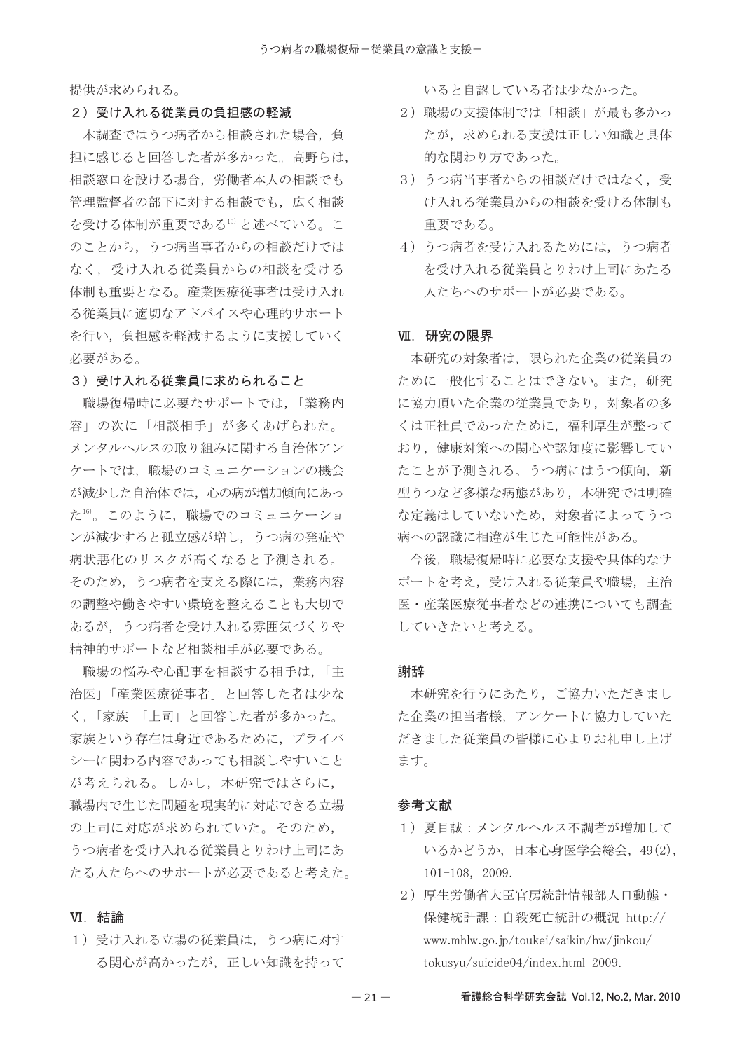提供が求められる。

### 2）受け入れる従業員の負担感の軽減

本調査ではうつ病者から相談された場合，負担に感じると回答した者が多かった。高野らは，相談窓口を設ける場合，労働者本人の相談でも管理監督者の部下に対する相談でも，広く相談を受ける体制が重要である[15]と述べている。このことから，うつ病当事者からの相談だけではなく，受け入れる従業員からの相談を受ける体制も重要となる。産業医療従事者は受け入れる従業員に適切なアドバイスや心理的サポートを行い，負担感を軽減するように支援していく必要がある。

### 3）受け入れる従業員に求められること

職場復帰時に必要なサポートでは，「業務内容」の次に「相談相手」が多くあげられた。メンタルヘルスの取り組みに関する自治体アンケートでは，職場のコミュニケーションの機会が減少した自治体では，心の病が増加傾向にあった[16]。このように，職場でのコミュニケーションが減少すると孤立感が増し，うつ病の発症や病状悪化のリスクが高くなると予測される。そのため，うつ病者を支える際には，業務内容の調整や働きやすい環境を整えることも大切であるが，うつ病者を受け入れる雰囲気づくりや精神的サポートなど相談相手が必要である。

職場の悩みや心配事を相談する相手は，「主治医」「産業医療従事者」と回答した者は少なく，「家族」「上司」と回答した者が多かった。家族という存在は身近であるために，プライバシーに関わる内容であっても相談しやすいことが考えられる。しかし，本研究ではさらに，職場内で生じた問題を現実的に対応できる立場の上司に対応が求められていた。そのため，うつ病者を受け入れる従業員とりわけ上司にあたる人たちへのサポートが必要であると考えた。

## Ⅵ．結論

1）受け入れる立場の従業員は，うつ病に対する関心が高かったが，正しい知識を持っていると自認している者は少なかった。
2）職場の支援体制では「相談」が最も多かったが，求められる支援は正しい知識と具体的な関わり方であった。
3）うつ病当事者からの相談だけではなく，受け入れる従業員からの相談を受ける体制も重要である。
4）うつ病者を受け入れるためには，うつ病者を受け入れる従業員とりわけ上司にあたる人たちへのサポートが必要である。

## Ⅶ．研究の限界

本研究の対象者は，限られた企業の従業員のために一般化することはできない。また，研究に協力頂いた企業の従業員であり，対象者の多くは正社員であったために，福利厚生が整っており，健康対策への関心や認知度に影響していたことが予測される。うつ病にはうつ傾向，新型うつなど多様な病態があり，本研究では明確な定義はしていないため，対象者によってうつ病への認識に相違が生じた可能性がある。

今後，職場復帰時に必要な支援や具体的なサポートを考え，受け入れる従業員や職場，主治医・産業医療従事者などの連携についても調査していきたいと考える。

## 謝辞

本研究を行うにあたり，ご協力いただきました企業の担当者様，アンケートに協力していただきました従業員の皆様に心よりお礼申し上げます。

## 参考文献

1）夏目誠：メンタルヘルス不調者が増加しているかどうか，日本心身医学会総会，49(2)，101-108，2009.
2）厚生労働省大臣官房統計情報部人口動態・保健統計課：自殺死亡統計の概況 http://www.mhlw.go.jp/toukei/saikin/hw/jinkou/tokusyu/suicide04/index.html 2009.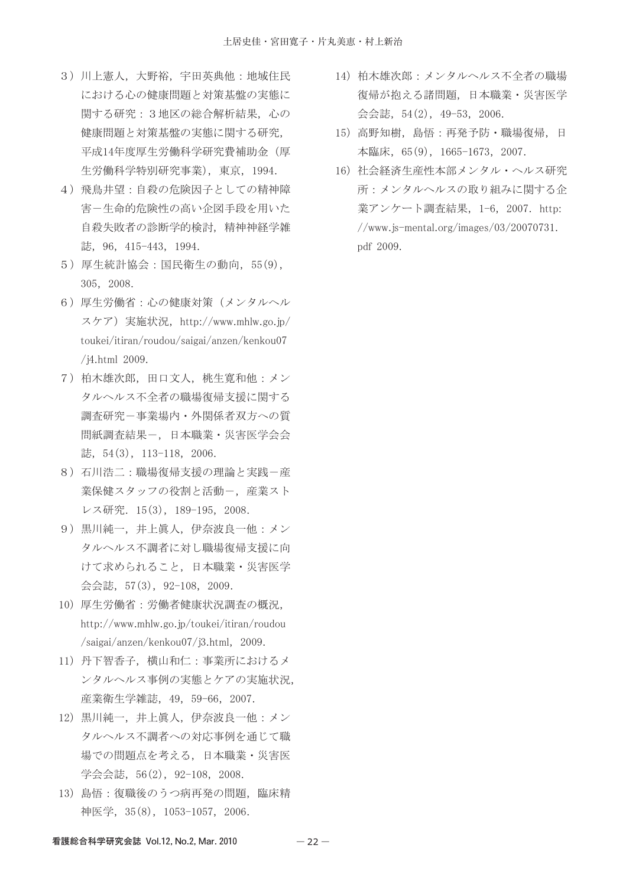3）川上憲人，大野裕，宇田英典他：地域住民における心の健康問題と対策基盤の実態に関する研究：３地区の総合解析結果，心の健康問題と対策基盤の実態に関する研究，平成14年度厚生労働科学研究費補助金（厚生労働科学特別研究事業），東京，1994.

4）飛鳥井望：自殺の危険因子としての精神障害－生命的危険性の高い企図手段を用いた自殺失敗者の診断学的検討，精神神経学雑誌，96，415-443，1994.

5）厚生統計協会：国民衛生の動向，55(9)，305，2008.

6）厚生労働省：心の健康対策（メンタルヘルスケア）実施状況，http://www.mhlw.go.jp/toukei/itiran/roudou/saigai/anzen/kenkou07/j4.html 2009.

7）柏木雄次郎，田口文人，桃生寛和他：メンタルヘルス不全者の職場復帰支援に関する調査研究－事業場内・外関係者双方への質問紙調査結果－，日本職業・災害医学会会誌，54(3)，113-118，2006.

8）石川浩二：職場復帰支援の理論と実践－産業保健スタッフの役割と活動－，産業ストレス研究．15(3)，189-195，2008.

9）黒川純一，井上眞人，伊奈波良一他：メンタルヘルス不調者に対し職場復帰支援に向けて求められること，日本職業・災害医学会会誌，57(3)，92-108，2009.

10）厚生労働省：労働者健康状況調査の概況，http://www.mhlw.go.jp/toukei/itiran/roudou/saigai/anzen/kenkou07/j3.html，2009.

11）丹下智香子，横山和仁：事業所におけるメンタルヘルス事例の実態とケアの実施状況，産業衛生学雑誌，49，59-66，2007.

12）黒川純一，井上眞人，伊奈波良一他：メンタルヘルス不調者への対応事例を通じて職場での問題点を考える，日本職業・災害医学会会誌，56(2)，92-108，2008.

13）島悟：復職後のうつ病再発の問題，臨床精神医学，35(8)，1053-1057，2006.

14）柏木雄次郎：メンタルヘルス不全者の職場復帰が抱える諸問題，日本職業・災害医学会会誌，54(2)，49-53，2006.

15）高野知樹，島悟：再発予防・職場復帰，日本臨床，65(9)，1665-1673，2007.

16）社会経済生産性本部メンタル・ヘルス研究所：メンタルヘルスの取り組みに関する企業アンケート調査結果，1-6，2007. http://www.js-mental.org/images/03/20070731.pdf 2009.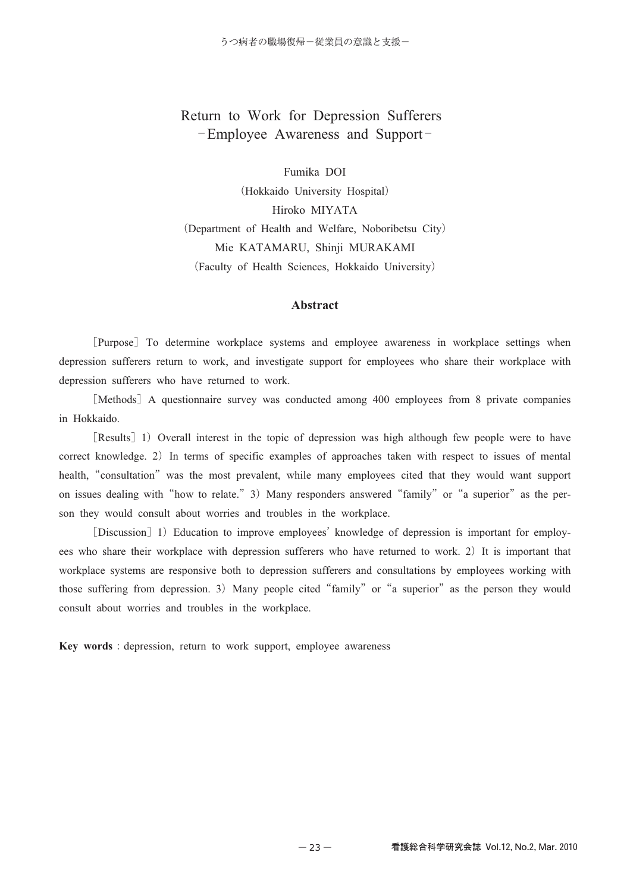# Return to Work for Depression Sufferers
## −Employee Awareness and Support−

Fumika DOI

(Hokkaido University Hospital)

Hiroko MIYATA

(Department of Health and Welfare, Noboribetsu City)

Mie KATAMARU, Shinji MURAKAMI

(Faculty of Health Sciences, Hokkaido University)

### Abstract

[Purpose] To determine workplace systems and employee awareness in workplace settings when depression sufferers return to work, and investigate support for employees who share their workplace with depression sufferers who have returned to work.

[Methods] A questionnaire survey was conducted among 400 employees from 8 private companies in Hokkaido.

[Results] 1) Overall interest in the topic of depression was high although few people were to have correct knowledge. 2) In terms of specific examples of approaches taken with respect to issues of mental health, "consultation" was the most prevalent, while many employees cited that they would want support on issues dealing with "how to relate." 3) Many responders answered "family" or "a superior" as the person they would consult about worries and troubles in the workplace.

[Discussion] 1) Education to improve employees' knowledge of depression is important for employees who share their workplace with depression sufferers who have returned to work. 2) It is important that workplace systems are responsive both to depression sufferers and consultations by employees working with those suffering from depression. 3) Many people cited "family" or "a superior" as the person they would consult about worries and troubles in the workplace.

**Key words** : depression, return to work support, employee awareness